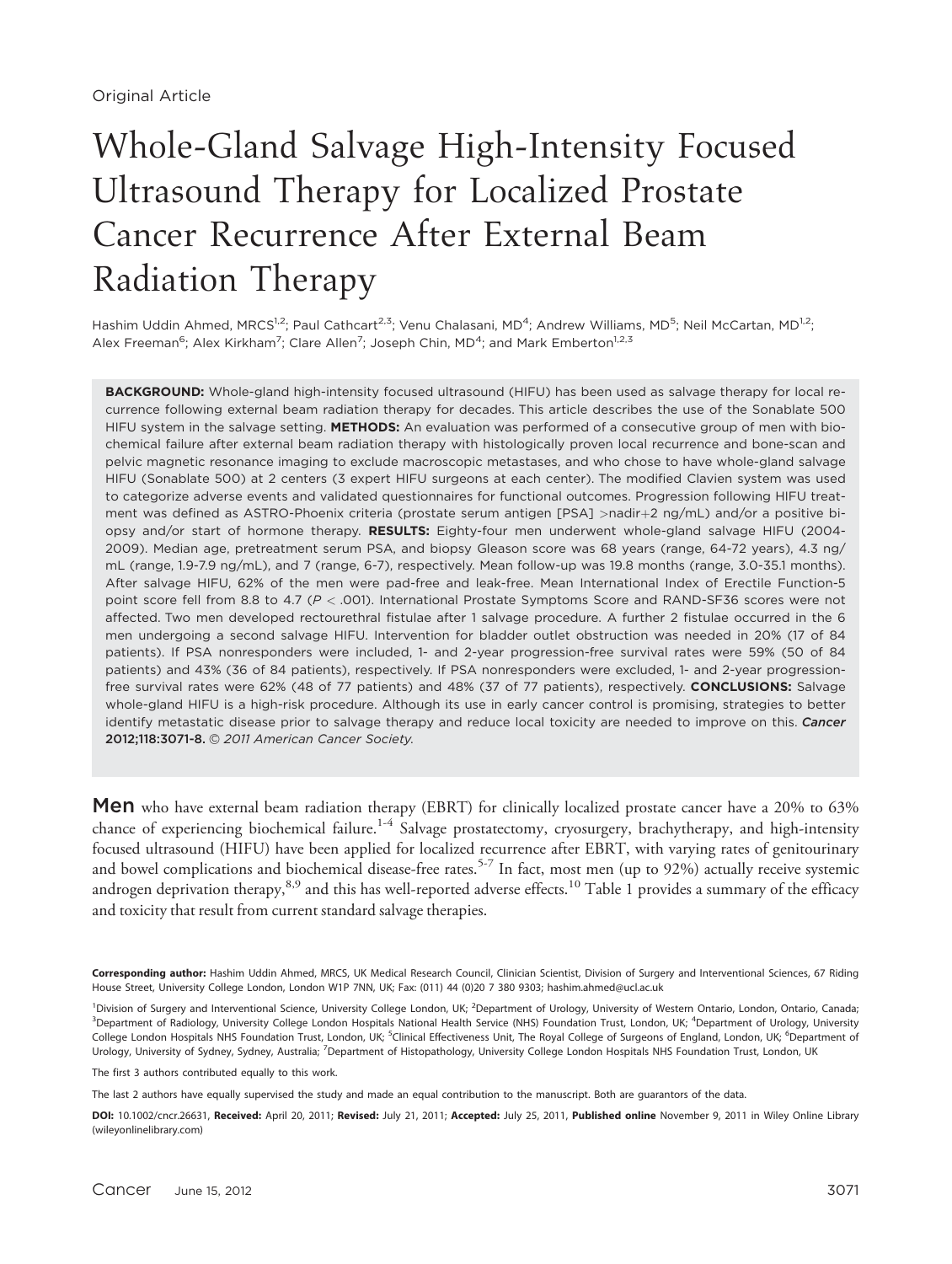Original Article

# Whole-Gland Salvage High-Intensity Focused Ultrasound Therapy for Localized Prostate Cancer Recurrence After External Beam Radiation Therapy

Hashim Uddin Ahmed, MRCS[1,2]; Paul Cathcart[2,3]; Venu Chalasani, MD[4]; Andrew Williams, MD[5]; Neil McCartan, MD[1,2]; Alex Freeman[6]; Alex Kirkham[7]; Clare Allen[7]; Joseph Chin, MD[4]; and Mark Emberton[1,2,3]

**BACKGROUND:** Whole-gland high-intensity focused ultrasound (HIFU) has been used as salvage therapy for local recurrence following external beam radiation therapy for decades. This article describes the use of the Sonablate 500 HIFU system in the salvage setting. **METHODS:** An evaluation was performed of a consecutive group of men with biochemical failure after external beam radiation therapy with histologically proven local recurrence and bone-scan and pelvic magnetic resonance imaging to exclude macroscopic metastases, and who chose to have whole-gland salvage HIFU (Sonablate 500) at 2 centers (3 expert HIFU surgeons at each center). The modified Clavien system was used to categorize adverse events and validated questionnaires for functional outcomes. Progression following HIFU treatment was defined as ASTRO-Phoenix criteria (prostate serum antigen [PSA] >nadir+2 ng/mL) and/or a positive biopsy and/or start of hormone therapy. **RESULTS:** Eighty-four men underwent whole-gland salvage HIFU (2004-2009). Median age, pretreatment serum PSA, and biopsy Gleason score was 68 years (range, 64-72 years), 4.3 ng/mL (range, 1.9-7.9 ng/mL), and 7 (range, 6-7), respectively. Mean follow-up was 19.8 months (range, 3.0-35.1 months). After salvage HIFU, 62% of the men were pad-free and leak-free. Mean International Index of Erectile Function-5 point score fell from 8.8 to 4.7 ($P < .001$). International Prostate Symptoms Score and RAND-SF36 scores were not affected. Two men developed rectourethral fistulae after 1 salvage procedure. A further 2 fistulae occurred in the 6 men undergoing a second salvage HIFU. Intervention for bladder outlet obstruction was needed in 20% (17 of 84 patients). If PSA nonresponders were included, 1- and 2-year progression-free survival rates were 59% (50 of 84 patients) and 43% (36 of 84 patients), respectively. If PSA nonresponders were excluded, 1- and 2-year progression-free survival rates were 62% (48 of 77 patients) and 48% (37 of 77 patients), respectively. **CONCLUSIONS:** Salvage whole-gland HIFU is a high-risk procedure. Although its use in early cancer control is promising, strategies to better identify metastatic disease prior to salvage therapy and reduce local toxicity are needed to improve on this. ***Cancer* 2012;118:3071-8.** *© 2011 American Cancer Society.*

**Men** who have external beam radiation therapy (EBRT) for clinically localized prostate cancer have a 20% to 63% chance of experiencing biochemical failure.[1-4] Salvage prostatectomy, cryosurgery, brachytherapy, and high-intensity focused ultrasound (HIFU) have been applied for localized recurrence after EBRT, with varying rates of genitourinary and bowel complications and biochemical disease-free rates.[5-7] In fact, most men (up to 92%) actually receive systemic androgen deprivation therapy,[8,9] and this has well-reported adverse effects.[10] Table 1 provides a summary of the efficacy and toxicity that result from current standard salvage therapies.

**Corresponding author:** Hashim Uddin Ahmed, MRCS, UK Medical Research Council, Clinician Scientist, Division of Surgery and Interventional Sciences, 67 Riding House Street, University College London, London W1P 7NN, UK; Fax: (011) 44 (0)20 7 380 9303; hashim.ahmed@ucl.ac.uk

[1]Division of Surgery and Interventional Science, University College London, UK; [2]Department of Urology, University of Western Ontario, London, Ontario, Canada; [3]Department of Radiology, University College London Hospitals National Health Service (NHS) Foundation Trust, London, UK; [4]Department of Urology, University College London Hospitals NHS Foundation Trust, London, UK; [5]Clinical Effectiveness Unit, The Royal College of Surgeons of England, London, UK; [6]Department of Urology, University of Sydney, Sydney, Australia; [7]Department of Histopathology, University College London Hospitals NHS Foundation Trust, London, UK

The first 3 authors contributed equally to this work.

The last 2 authors have equally supervised the study and made an equal contribution to the manuscript. Both are guarantors of the data.

**DOI:** 10.1002/cncr.26631, **Received:** April 20, 2011; **Revised:** July 21, 2011; **Accepted:** July 25, 2011, **Published online** November 9, 2011 in Wiley Online Library (wileyonlinelibrary.com)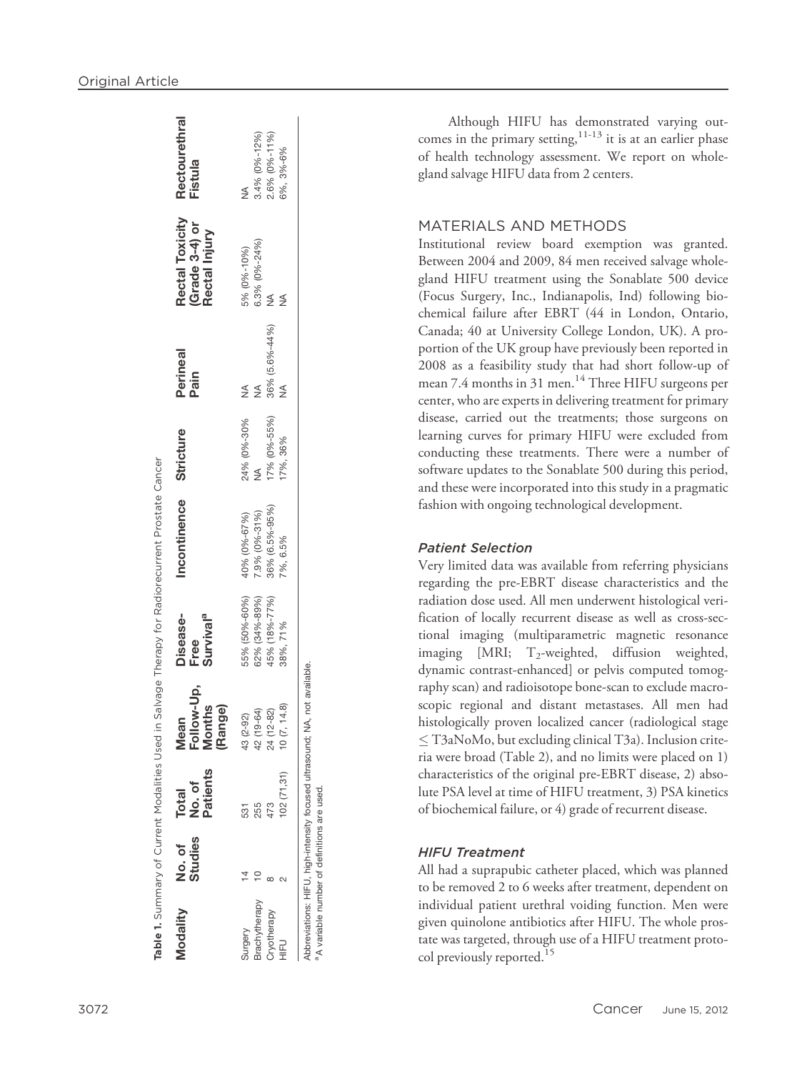**Table 1.** Summary of Current Modalities Used in Salvage Therapy for Radiorecurrent Prostate Cancer

| Modality | No. of Studies | Total No. of Patients | Mean Follow-Up, Months (Range) | Disease-Free Survival[a] | Incontinence | Stricture | Perineal Pain | Rectal Toxicity (Grade 3-4) or Rectal Injury | Rectourethral Fistula |
|---|---|---|---|---|---|---|---|---|---|
| Surgery | 14 | 531 | 43 (2-92) | 55% (50%-60%) | 40% (0%-67%) | 24% (0%-30% | NA | 5% (0%-10%) | NA |
| Brachytherapy | 10 | 255 | 42 (19-64) | 62% (34%-89%) | 7.9% (0%-31%) | NA | NA | 6.3% (0%-24%) | 3.4% (0%-12%) |
| Cryotherapy | 8 | 473 | 24 (12-82) | 45% (18%-77%) | 36% (6.5%-95%) | 17% (0%-55%) | 36% (5.6%-44%) | NA | 2.6% (0%-11%) |
| HIFU | 2 | 102 (71,31) | 10 (7, 14.8) | 38%, 71% | 7%, 6.5% | 17%, 36% | NA | NA | 6%, 3%-6% |

Abbreviations: HIFU, high-intensity focused ultrasound; NA, not available.
[a] A variable number of definitions are used.

Although HIFU has demonstrated varying outcomes in the primary setting,[11-13] it is at an earlier phase of health technology assessment. We report on whole-gland salvage HIFU data from 2 centers.

## MATERIALS AND METHODS

Institutional review board exemption was granted. Between 2004 and 2009, 84 men received salvage whole-gland HIFU treatment using the Sonablate 500 device (Focus Surgery, Inc., Indianapolis, Ind) following biochemical failure after EBRT (44 in London, Ontario, Canada; 40 at University College London, UK). A proportion of the UK group have previously been reported in 2008 as a feasibility study that had short follow-up of mean 7.4 months in 31 men.[14] Three HIFU surgeons per center, who are experts in delivering treatment for primary disease, carried out the treatments; those surgeons on learning curves for primary HIFU were excluded from conducting these treatments. There were a number of software updates to the Sonablate 500 during this period, and these were incorporated into this study in a pragmatic fashion with ongoing technological development.

### *Patient Selection*

Very limited data was available from referring physicians regarding the pre-EBRT disease characteristics and the radiation dose used. All men underwent histological verification of locally recurrent disease as well as cross-sectional imaging (multiparametric magnetic resonance imaging [MRI; $T_2$-weighted, diffusion weighted, dynamic contrast-enhanced] or pelvis computed tomography scan) and radioisotope bone-scan to exclude macroscopic regional and distant metastases. All men had histologically proven localized cancer (radiological stage ≤ T3aNoMo, but excluding clinical T3a). Inclusion criteria were broad (Table 2), and no limits were placed on 1) characteristics of the original pre-EBRT disease, 2) absolute PSA level at time of HIFU treatment, 3) PSA kinetics of biochemical failure, or 4) grade of recurrent disease.

### *HIFU Treatment*

All had a suprapubic catheter placed, which was planned to be removed 2 to 6 weeks after treatment, dependent on individual patient urethral voiding function. Men were given quinolone antibiotics after HIFU. The whole prostate was targeted, through use of a HIFU treatment protocol previously reported.[15]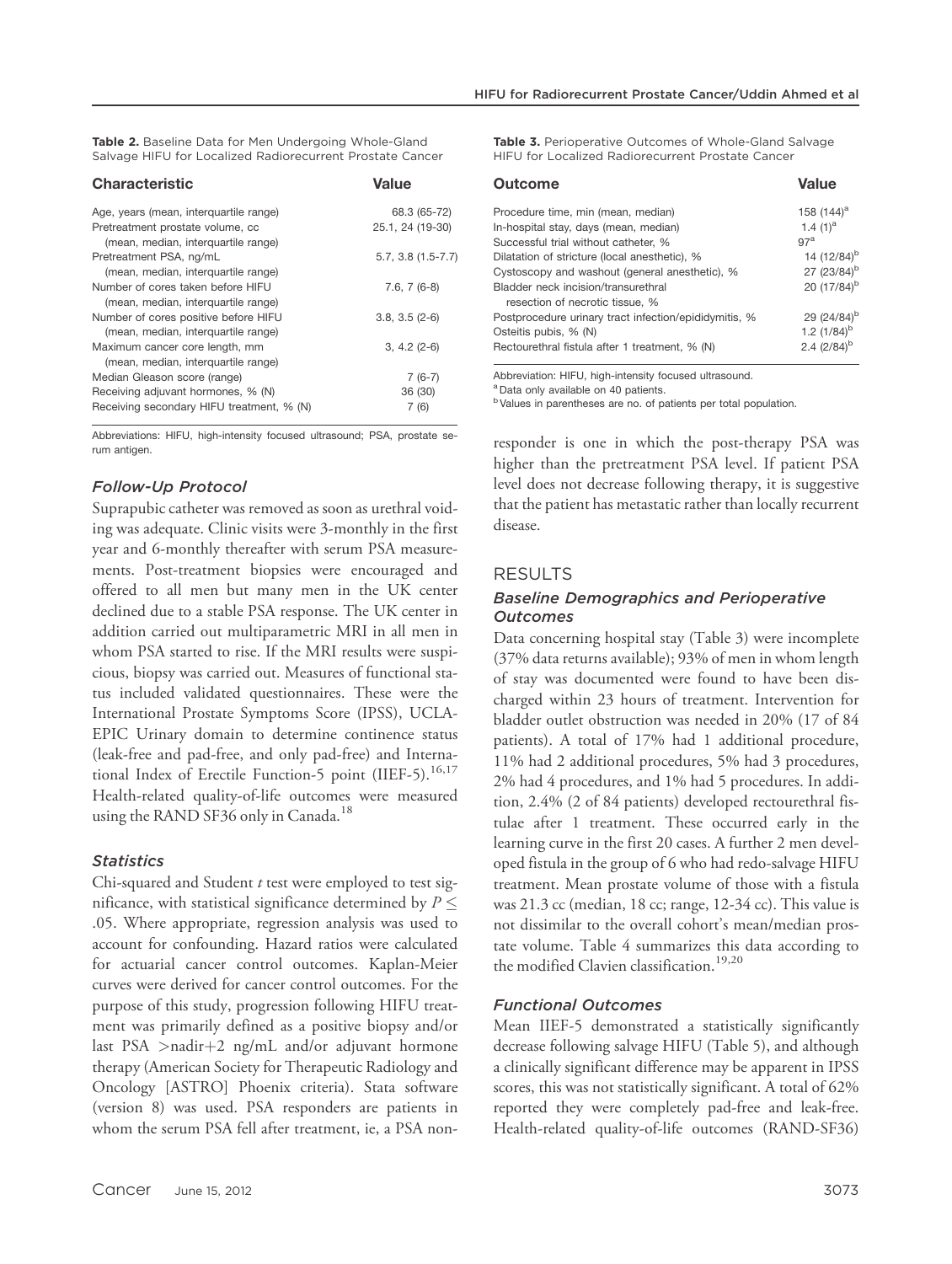**Table 2.** Baseline Data for Men Undergoing Whole-Gland Salvage HIFU for Localized Radiorecurrent Prostate Cancer

| Characteristic | Value |
|---|---|
| Age, years (mean, interquartile range) | 68.3 (65-72) |
| Pretreatment prostate volume, cc (mean, median, interquartile range) | 25.1, 24 (19-30) |
| Pretreatment PSA, ng/mL (mean, median, interquartile range) | 5.7, 3.8 (1.5-7.7) |
| Number of cores taken before HIFU (mean, median, interquartile range) | 7.6, 7 (6-8) |
| Number of cores positive before HIFU (mean, median, interquartile range) | 3.8, 3.5 (2-6) |
| Maximum cancer core length, mm (mean, median, interquartile range) | 3, 4.2 (2-6) |
| Median Gleason score (range) | 7 (6-7) |
| Receiving adjuvant hormones, % (N) | 36 (30) |
| Receiving secondary HIFU treatment, % (N) | 7 (6) |

Abbreviations: HIFU, high-intensity focused ultrasound; PSA, prostate serum antigen.

**Table 3.** Perioperative Outcomes of Whole-Gland Salvage HIFU for Localized Radiorecurrent Prostate Cancer

| Outcome | Value |
|---|---|
| Procedure time, min (mean, median) | 158 (144)[a] |
| In-hospital stay, days (mean, median) | 1.4 (1)[a] |
| Successful trial without catheter, % | 97[a] |
| Dilatation of stricture (local anesthetic), % | 14 (12/84)[b] |
| Cystoscopy and washout (general anesthetic), % | 27 (23/84)[b] |
| Bladder neck incision/transurethral resection of necrotic tissue, % | 20 (17/84)[b] |
| Postprocedure urinary tract infection/epididymitis, % | 29 (24/84)[b] |
| Osteitis pubis, % (N) | 1.2 (1/84)[b] |
| Rectourethral fistula after 1 treatment, % (N) | 2.4 (2/84)[b] |

Abbreviation: HIFU, high-intensity focused ultrasound.
[a] Data only available on 40 patients.
[b] Values in parentheses are no. of patients per total population.

### *Follow-Up Protocol*

Suprapubic catheter was removed as soon as urethral voiding was adequate. Clinic visits were 3-monthly in the first year and 6-monthly thereafter with serum PSA measurements. Post-treatment biopsies were encouraged and offered to all men but many men in the UK center declined due to a stable PSA response. The UK center in addition carried out multiparametric MRI in all men in whom PSA started to rise. If the MRI results were suspicious, biopsy was carried out. Measures of functional status included validated questionnaires. These were the International Prostate Symptoms Score (IPSS), UCLA-EPIC Urinary domain to determine continence status (leak-free and pad-free, and only pad-free) and International Index of Erectile Function-5 point (IIEF-5).[16,17] Health-related quality-of-life outcomes were measured using the RAND SF36 only in Canada.[18]

### *Statistics*

Chi-squared and Student *t* test were employed to test significance, with statistical significance determined by $P \leq .05$. Where appropriate, regression analysis was used to account for confounding. Hazard ratios were calculated for actuarial cancer control outcomes. Kaplan-Meier curves were derived for cancer control outcomes. For the purpose of this study, progression following HIFU treatment was primarily defined as a positive biopsy and/or last PSA >nadir+2 ng/mL and/or adjuvant hormone therapy (American Society for Therapeutic Radiology and Oncology [ASTRO] Phoenix criteria). Stata software (version 8) was used. PSA responders are patients in whom the serum PSA fell after treatment, ie, a PSA nonresponder is one in which the post-therapy PSA was higher than the pretreatment PSA level. If patient PSA level does not decrease following therapy, it is suggestive that the patient has metastatic rather than locally recurrent disease.

## RESULTS

### *Baseline Demographics and Perioperative Outcomes*

Data concerning hospital stay (Table 3) were incomplete (37% data returns available); 93% of men in whom length of stay was documented were found to have been discharged within 23 hours of treatment. Intervention for bladder outlet obstruction was needed in 20% (17 of 84 patients). A total of 17% had 1 additional procedure, 11% had 2 additional procedures, 5% had 3 procedures, 2% had 4 procedures, and 1% had 5 procedures. In addition, 2.4% (2 of 84 patients) developed rectourethral fistulae after 1 treatment. These occurred early in the learning curve in the first 20 cases. A further 2 men developed fistula in the group of 6 who had redo-salvage HIFU treatment. Mean prostate volume of those with a fistula was 21.3 cc (median, 18 cc; range, 12-34 cc). This value is not dissimilar to the overall cohort's mean/median prostate volume. Table 4 summarizes this data according to the modified Clavien classification.[19,20]

### *Functional Outcomes*

Mean IIEF-5 demonstrated a statistically significantly decrease following salvage HIFU (Table 5), and although a clinically significant difference may be apparent in IPSS scores, this was not statistically significant. A total of 62% reported they were completely pad-free and leak-free. Health-related quality-of-life outcomes (RAND-SF36)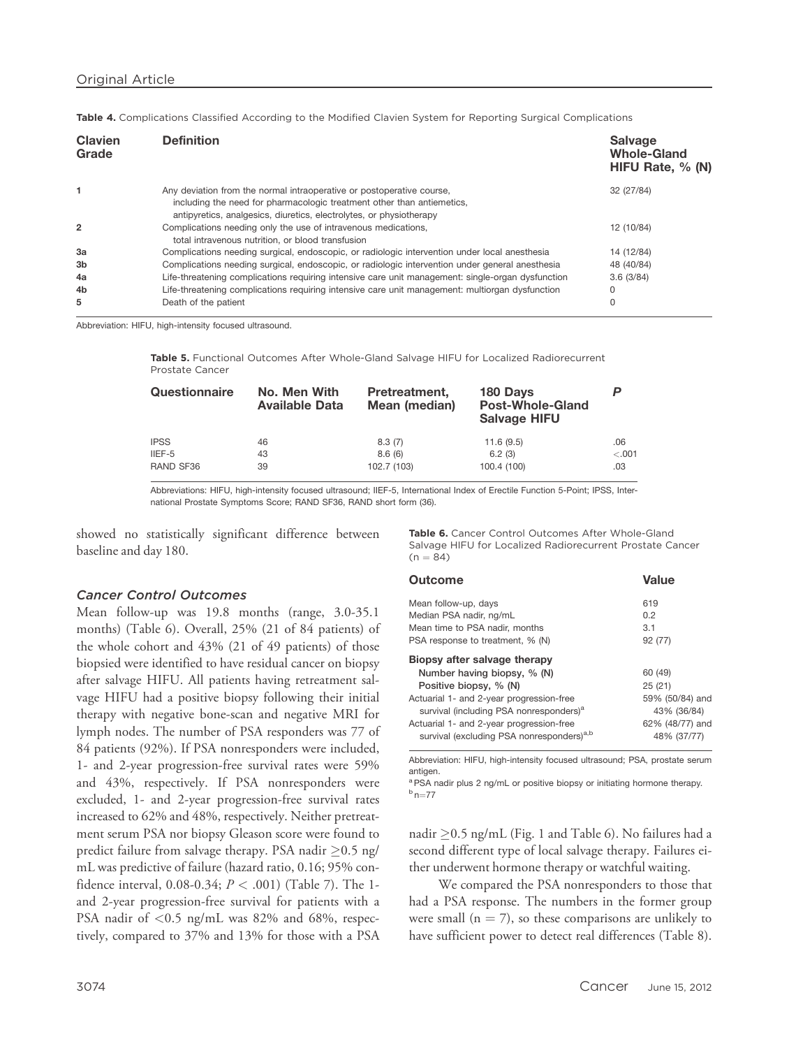**Table 4.** Complications Classified According to the Modified Clavien System for Reporting Surgical Complications

| Clavien Grade | Definition | Salvage Whole-Gland HIFU Rate, % (N) |
|---|---|---|
| 1 | Any deviation from the normal intraoperative or postoperative course, including the need for pharmacologic treatment other than antiemetics, antipyretics, analgesics, diuretics, electrolytes, or physiotherapy | 32 (27/84) |
| 2 | Complications needing only the use of intravenous medications, total intravenous nutrition, or blood transfusion | 12 (10/84) |
| 3a | Complications needing surgical, endoscopic, or radiologic intervention under local anesthesia | 14 (12/84) |
| 3b | Complications needing surgical, endoscopic, or radiologic intervention under general anesthesia | 48 (40/84) |
| 4a | Life-threatening complications requiring intensive care unit management: single-organ dysfunction | 3.6 (3/84) |
| 4b | Life-threatening complications requiring intensive care unit management: multiorgan dysfunction | 0 |
| 5 | Death of the patient | 0 |

Abbreviation: HIFU, high-intensity focused ultrasound.

**Table 5.** Functional Outcomes After Whole-Gland Salvage HIFU for Localized Radiorecurrent Prostate Cancer

| Questionnaire | No. Men With Available Data | Pretreatment, Mean (median) | 180 Days Post-Whole-Gland Salvage HIFU | *P* |
|---|---|---|---|---|
| IPSS | 46 | 8.3 (7) | 11.6 (9.5) | .06 |
| IIEF-5 | 43 | 8.6 (6) | 6.2 (3) | <.001 |
| RAND SF36 | 39 | 102.7 (103) | 100.4 (100) | .03 |

Abbreviations: HIFU, high-intensity focused ultrasound; IIEF-5, International Index of Erectile Function 5-Point; IPSS, International Prostate Symptoms Score; RAND SF36, RAND short form (36).

showed no statistically significant difference between baseline and day 180.

### *Cancer Control Outcomes*

Mean follow-up was 19.8 months (range, 3.0-35.1 months) (Table 6). Overall, 25% (21 of 84 patients) of the whole cohort and 43% (21 of 49 patients) of those biopsied were identified to have residual cancer on biopsy after salvage HIFU. All patients having retreatment salvage HIFU had a positive biopsy following their initial therapy with negative bone-scan and negative MRI for lymph nodes. The number of PSA responders was 77 of 84 patients (92%). If PSA nonresponders were included, 1- and 2-year progression-free survival rates were 59% and 43%, respectively. If PSA nonresponders were excluded, 1- and 2-year progression-free survival rates increased to 62% and 48%, respectively. Neither pretreatment serum PSA nor biopsy Gleason score were found to predict failure from salvage therapy. PSA nadir $\geq$0.5 ng/mL was predictive of failure (hazard ratio, 0.16; 95% confidence interval, 0.08-0.34; $P < .001$) (Table 7). The 1- and 2-year progression-free survival for patients with a PSA nadir of <0.5 ng/mL was 82% and 68%, respectively, compared to 37% and 13% for those with a PSA nadir $\geq$0.5 ng/mL (Fig. 1 and Table 6). No failures had a second different type of local salvage therapy. Failures either underwent hormone therapy or watchful waiting.

**Table 6.** Cancer Control Outcomes After Whole-Gland Salvage HIFU for Localized Radiorecurrent Prostate Cancer (n = 84)

| Outcome | Value |
|---|---|
| Mean follow-up, days | 619 |
| Median PSA nadir, ng/mL | 0.2 |
| Mean time to PSA nadir, months | 3.1 |
| PSA response to treatment, % (N) | 92 (77) |
| **Biopsy after salvage therapy** | |
| Number having biopsy, % (N) | 60 (49) |
| Positive biopsy, % (N) | 25 (21) |
| Actuarial 1- and 2-year progression-free survival (including PSA nonresponders)[a] | 59% (50/84) and 43% (36/84) |
| Actuarial 1- and 2-year progression-free survival (excluding PSA nonresponders)[a,b] | 62% (48/77) and 48% (37/77) |

Abbreviation: HIFU, high-intensity focused ultrasound; PSA, prostate serum antigen.
[a] PSA nadir plus 2 ng/mL or positive biopsy or initiating hormone therapy.
[b] n=77

We compared the PSA nonresponders to those that had a PSA response. The numbers in the former group were small (n = 7), so these comparisons are unlikely to have sufficient power to detect real differences (Table 8).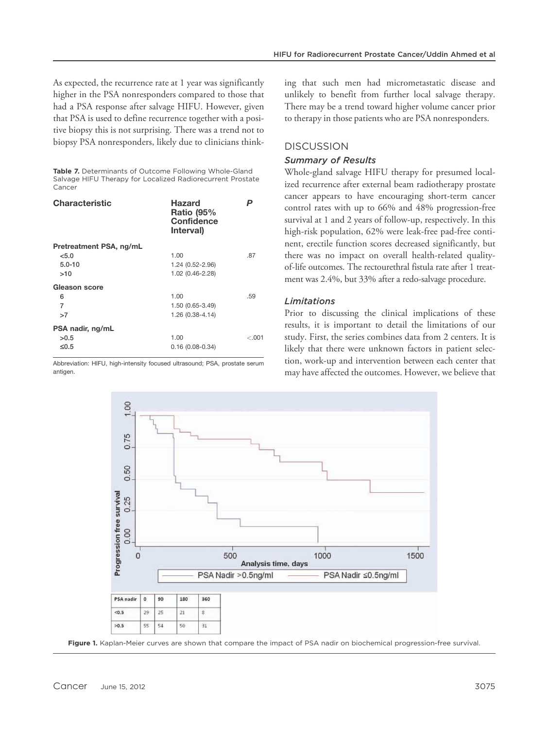As expected, the recurrence rate at 1 year was significantly higher in the PSA nonresponders compared to those that had a PSA response after salvage HIFU. However, given that PSA is used to define recurrence together with a positive biopsy this is not surprising. There was a trend not to biopsy PSA nonresponders, likely due to clinicians thinking that such men had micrometastatic disease and unlikely to benefit from further local salvage therapy. There may be a trend toward higher volume cancer prior to therapy in those patients who are PSA nonresponders.

**Table 7.** Determinants of Outcome Following Whole-Gland Salvage HIFU Therapy for Localized Radiorecurrent Prostate Cancer

| Characteristic | Hazard Ratio (95% Confidence Interval) | P |
|---|---|---|
| **Pretreatment PSA, ng/mL** | | |
| <5.0 | 1.00 | .87 |
| 5.0-10 | 1.24 (0.52-2.96) | |
| >10 | 1.02 (0.46-2.28) | |
| **Gleason score** | | |
| 6 | 1.00 | .59 |
| 7 | 1.50 (0.65-3.49) | |
| >7 | 1.26 (0.38-4.14) | |
| **PSA nadir, ng/mL** | | |
| >0.5 | 1.00 | <.001 |
| ≤0.5 | 0.16 (0.08-0.34) | |

Abbreviation: HIFU, high-intensity focused ultrasound; PSA, prostate serum antigen.

## DISCUSSION

### *Summary of Results*

Whole-gland salvage HIFU therapy for presumed localized recurrence after external beam radiotherapy prostate cancer appears to have encouraging short-term cancer control rates with up to 66% and 48% progression-free survival at 1 and 2 years of follow-up, respectively. In this high-risk population, 62% were leak-free pad-free continent, erectile function scores decreased significantly, but there was no impact on overall health-related quality-of-life outcomes. The rectourethral fistula rate after 1 treatment was 2.4%, but 33% after a redo-salvage procedure.

### *Limitations*

Prior to discussing the clinical implications of these results, it is important to detail the limitations of our study. First, the series combines data from 2 centers. It is likely that there were unknown factors in patient selection, work-up and intervention between each center that may have affected the outcomes. However, we believe that

Progression free survival
0.00 0.25 0.50 0.75 1.00
Analysis time, days
0 500 1000 1500
PSA Nadir >0.5ng/ml
PSA Nadir ≤0.5ng/ml

PSA nadir | 0 | 90 | 180 | 360
<0.5 | 29 | 25 | 21 | 8
>0.5 | 55 | 54 | 50 | 31

**Figure 1.** Kaplan-Meier curves are shown that compare the impact of PSA nadir on biochemical progression-free survival.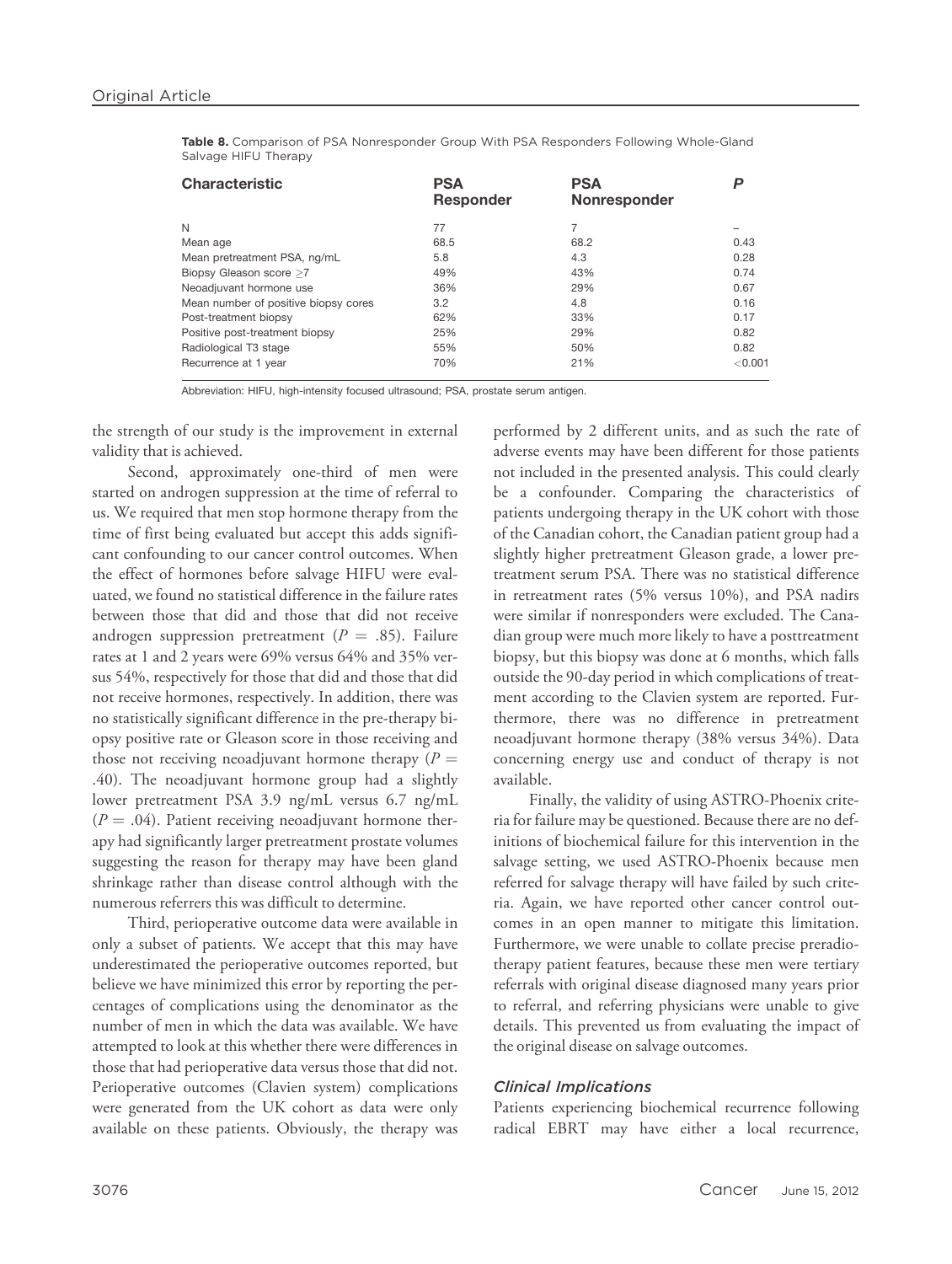**Table 8.** Comparison of PSA Nonresponder Group With PSA Responders Following Whole-Gland Salvage HIFU Therapy

| Characteristic | PSA Responder | PSA Nonresponder | *P* |
|---|---|---|---|
| N | 77 | 7 | – |
| Mean age | 68.5 | 68.2 | 0.43 |
| Mean pretreatment PSA, ng/mL | 5.8 | 4.3 | 0.28 |
| Biopsy Gleason score ≥7 | 49% | 43% | 0.74 |
| Neoadjuvant hormone use | 36% | 29% | 0.67 |
| Mean number of positive biopsy cores | 3.2 | 4.8 | 0.16 |
| Post-treatment biopsy | 62% | 33% | 0.17 |
| Positive post-treatment biopsy | 25% | 29% | 0.82 |
| Radiological T3 stage | 55% | 50% | 0.82 |
| Recurrence at 1 year | 70% | 21% | <0.001 |

Abbreviation: HIFU, high-intensity focused ultrasound; PSA, prostate serum antigen.

the strength of our study is the improvement in external validity that is achieved.

Second, approximately one-third of men were started on androgen suppression at the time of referral to us. We required that men stop hormone therapy from the time of first being evaluated but accept this adds significant confounding to our cancer control outcomes. When the effect of hormones before salvage HIFU were evaluated, we found no statistical difference in the failure rates between those that did and those that did not receive androgen suppression pretreatment ($P = .85$). Failure rates at 1 and 2 years were 69% versus 64% and 35% versus 54%, respectively for those that did and those that did not receive hormones, respectively. In addition, there was no statistically significant difference in the pre-therapy biopsy positive rate or Gleason score in those receiving and those not receiving neoadjuvant hormone therapy ($P = .40$). The neoadjuvant hormone group had a slightly lower pretreatment PSA 3.9 ng/mL versus 6.7 ng/mL ($P = .04$). Patient receiving neoadjuvant hormone therapy had significantly larger pretreatment prostate volumes suggesting the reason for therapy may have been gland shrinkage rather than disease control although with the numerous referrers this was difficult to determine.

Third, perioperative outcome data were available in only a subset of patients. We accept that this may have underestimated the perioperative outcomes reported, but believe we have minimized this error by reporting the percentages of complications using the denominator as the number of men in which the data was available. We have attempted to look at this whether there were differences in those that had perioperative data versus those that did not. Perioperative outcomes (Clavien system) complications were generated from the UK cohort as data were only available on these patients. Obviously, the therapy was performed by 2 different units, and as such the rate of adverse events may have been different for those patients not included in the presented analysis. This could clearly be a confounder. Comparing the characteristics of patients undergoing therapy in the UK cohort with those of the Canadian cohort, the Canadian patient group had a slightly higher pretreatment Gleason grade, a lower pretreatment serum PSA. There was no statistical difference in retreatment rates (5% versus 10%), and PSA nadirs were similar if nonresponders were excluded. The Canadian group were much more likely to have a posttreatment biopsy, but this biopsy was done at 6 months, which falls outside the 90-day period in which complications of treatment according to the Clavien system are reported. Furthermore, there was no difference in pretreatment neoadjuvant hormone therapy (38% versus 34%). Data concerning energy use and conduct of therapy is not available.

Finally, the validity of using ASTRO-Phoenix criteria for failure may be questioned. Because there are no definitions of biochemical failure for this intervention in the salvage setting, we used ASTRO-Phoenix because men referred for salvage therapy will have failed by such criteria. Again, we have reported other cancer control outcomes in an open manner to mitigate this limitation. Furthermore, we were unable to collate precise preradiotherapy patient features, because these men were tertiary referrals with original disease diagnosed many years prior to referral, and referring physicians were unable to give details. This prevented us from evaluating the impact of the original disease on salvage outcomes.

### *Clinical Implications*

Patients experiencing biochemical recurrence following radical EBRT may have either a local recurrence,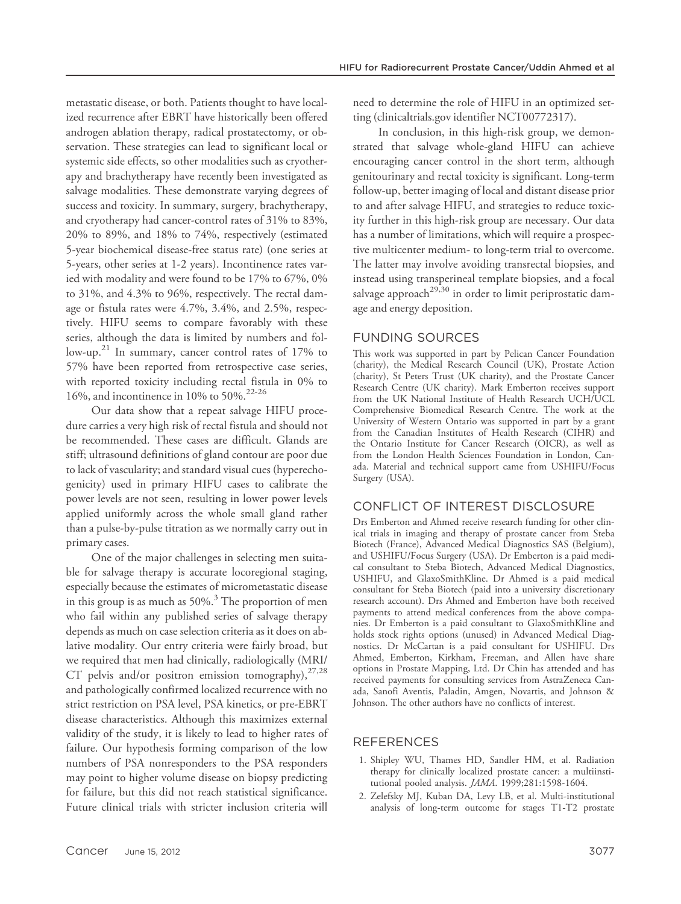metastatic disease, or both. Patients thought to have localized recurrence after EBRT have historically been offered androgen ablation therapy, radical prostatectomy, or observation. These strategies can lead to significant local or systemic side effects, so other modalities such as cryotherapy and brachytherapy have recently been investigated as salvage modalities. These demonstrate varying degrees of success and toxicity. In summary, surgery, brachytherapy, and cryotherapy had cancer-control rates of 31% to 83%, 20% to 89%, and 18% to 74%, respectively (estimated 5-year biochemical disease-free status rate) (one series at 5-years, other series at 1-2 years). Incontinence rates varied with modality and were found to be 17% to 67%, 0% to 31%, and 4.3% to 96%, respectively. The rectal damage or fistula rates were 4.7%, 3.4%, and 2.5%, respectively. HIFU seems to compare favorably with these series, although the data is limited by numbers and follow-up.[21] In summary, cancer control rates of 17% to 57% have been reported from retrospective case series, with reported toxicity including rectal fistula in 0% to 16%, and incontinence in 10% to 50%.[22-26]

Our data show that a repeat salvage HIFU procedure carries a very high risk of rectal fistula and should not be recommended. These cases are difficult. Glands are stiff; ultrasound definitions of gland contour are poor due to lack of vascularity; and standard visual cues (hyperechogenicity) used in primary HIFU cases to calibrate the power levels are not seen, resulting in lower power levels applied uniformly across the whole small gland rather than a pulse-by-pulse titration as we normally carry out in primary cases.

One of the major challenges in selecting men suitable for salvage therapy is accurate locoregional staging, especially because the estimates of micrometastatic disease in this group is as much as 50%.[3] The proportion of men who fail within any published series of salvage therapy depends as much on case selection criteria as it does on ablative modality. Our entry criteria were fairly broad, but we required that men had clinically, radiologically (MRI/CT pelvis and/or positron emission tomography),[27,28] and pathologically confirmed localized recurrence with no strict restriction on PSA level, PSA kinetics, or pre-EBRT disease characteristics. Although this maximizes external validity of the study, it is likely to lead to higher rates of failure. Our hypothesis forming comparison of the low numbers of PSA nonresponders to the PSA responders may point to higher volume disease on biopsy predicting for failure, but this did not reach statistical significance. Future clinical trials with stricter inclusion criteria will need to determine the role of HIFU in an optimized setting (clinicaltrials.gov identifier NCT00772317).

In conclusion, in this high-risk group, we demonstrated that salvage whole-gland HIFU can achieve encouraging cancer control in the short term, although genitourinary and rectal toxicity is significant. Long-term follow-up, better imaging of local and distant disease prior to and after salvage HIFU, and strategies to reduce toxicity further in this high-risk group are necessary. Our data has a number of limitations, which will require a prospective multicenter medium- to long-term trial to overcome. The latter may involve avoiding transrectal biopsies, and instead using transperineal template biopsies, and a focal salvage approach[29,30] in order to limit periprostatic damage and energy deposition.

## FUNDING SOURCES

This work was supported in part by Pelican Cancer Foundation (charity), the Medical Research Council (UK), Prostate Action (charity), St Peters Trust (UK charity), and the Prostate Cancer Research Centre (UK charity). Mark Emberton receives support from the UK National Institute of Health Research UCH/UCL Comprehensive Biomedical Research Centre. The work at the University of Western Ontario was supported in part by a grant from the Canadian Institutes of Health Research (CIHR) and the Ontario Institute for Cancer Research (OICR), as well as from the London Health Sciences Foundation in London, Canada. Material and technical support came from USHIFU/Focus Surgery (USA).

## CONFLICT OF INTEREST DISCLOSURE

Drs Emberton and Ahmed receive research funding for other clinical trials in imaging and therapy of prostate cancer from Steba Biotech (France), Advanced Medical Diagnostics SAS (Belgium), and USHIFU/Focus Surgery (USA). Dr Emberton is a paid medical consultant to Steba Biotech, Advanced Medical Diagnostics, USHIFU, and GlaxoSmithKline. Dr Ahmed is a paid medical consultant for Steba Biotech (paid into a university discretionary research account). Drs Ahmed and Emberton have both received payments to attend medical conferences from the above companies. Dr Emberton is a paid consultant to GlaxoSmithKline and holds stock rights options (unused) in Advanced Medical Diagnostics. Dr McCartan is a paid consultant for USHIFU. Drs Ahmed, Emberton, Kirkham, Freeman, and Allen have share options in Prostate Mapping, Ltd. Dr Chin has attended and has received payments for consulting services from AstraZeneca Canada, Sanofi Aventis, Paladin, Amgen, Novartis, and Johnson & Johnson. The other authors have no conflicts of interest.

## REFERENCES

1. Shipley WU, Thames HD, Sandler HM, et al. Radiation therapy for clinically localized prostate cancer: a multiinstitutional pooled analysis. *JAMA.* 1999;281:1598-1604.
2. Zelefsky MJ, Kuban DA, Levy LB, et al. Multi-institutional analysis of long-term outcome for stages T1-T2 prostate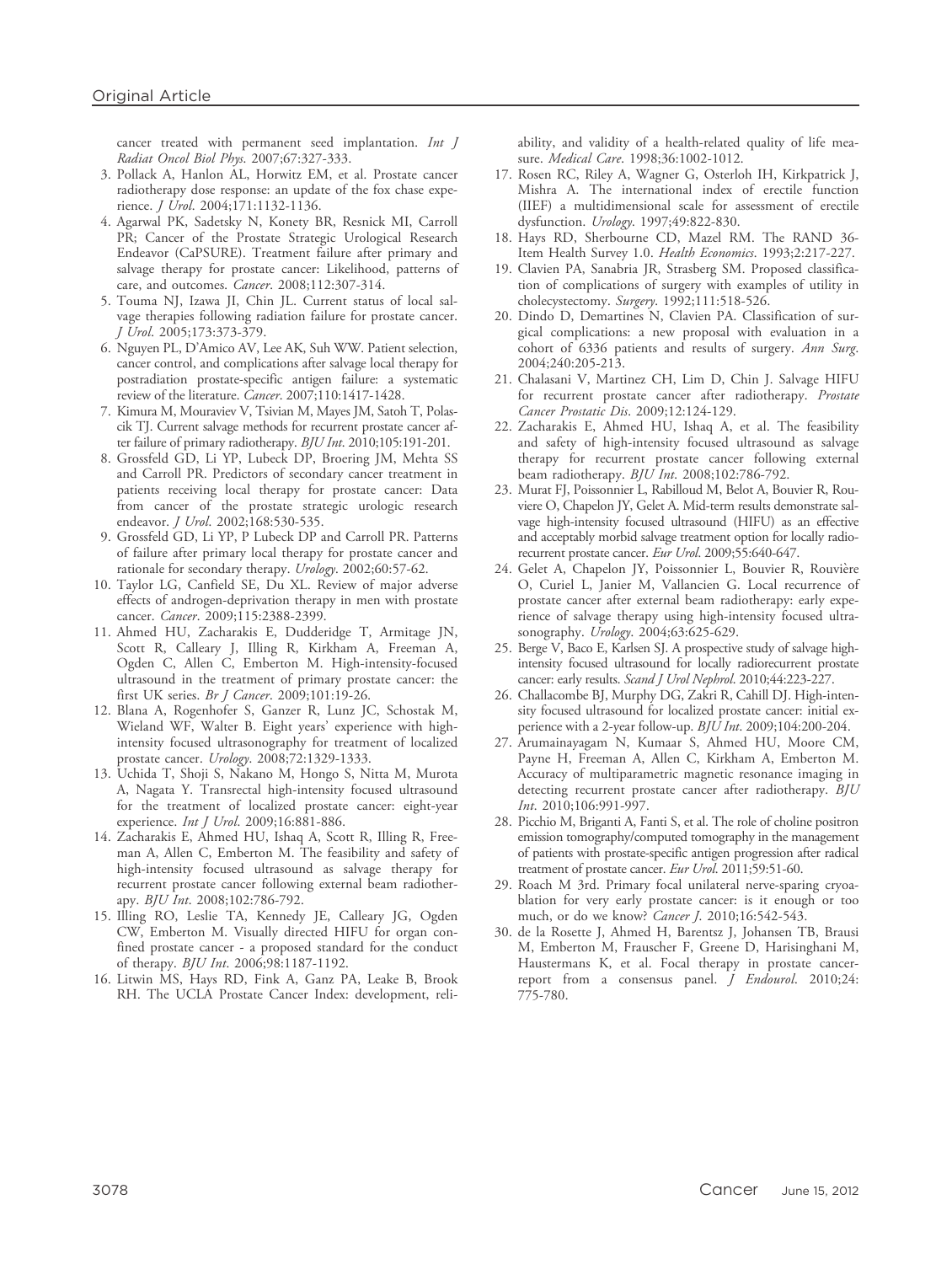cancer treated with permanent seed implantation. *Int J Radiat Oncol Biol Phys*. 2007;67:327-333.

3. Pollack A, Hanlon AL, Horwitz EM, et al. Prostate cancer radiotherapy dose response: an update of the fox chase experience. *J Urol*. 2004;171:1132-1136.
4. Agarwal PK, Sadetsky N, Konety BR, Resnick MI, Carroll PR; Cancer of the Prostate Strategic Urological Research Endeavor (CaPSURE). Treatment failure after primary and salvage therapy for prostate cancer: Likelihood, patterns of care, and outcomes. *Cancer*. 2008;112:307-314.
5. Touma NJ, Izawa JI, Chin JL. Current status of local salvage therapies following radiation failure for prostate cancer. *J Urol*. 2005;173:373-379.
6. Nguyen PL, D'Amico AV, Lee AK, Suh WW. Patient selection, cancer control, and complications after salvage local therapy for postradiation prostate-specific antigen failure: a systematic review of the literature. *Cancer*. 2007;110:1417-1428.
7. Kimura M, Mouraviev V, Tsivian M, Mayes JM, Satoh T, Polascik TJ. Current salvage methods for recurrent prostate cancer after failure of primary radiotherapy. *BJU Int*. 2010;105:191-201.
8. Grossfeld GD, Li YP, Lubeck DP, Broering JM, Mehta SS and Carroll PR. Predictors of secondary cancer treatment in patients receiving local therapy for prostate cancer: Data from cancer of the prostate strategic urologic research endeavor. *J Urol*. 2002;168:530-535.
9. Grossfeld GD, Li YP, P Lubeck DP and Carroll PR. Patterns of failure after primary local therapy for prostate cancer and rationale for secondary therapy. *Urology*. 2002;60:57-62.
10. Taylor LG, Canfield SE, Du XL. Review of major adverse effects of androgen-deprivation therapy in men with prostate cancer. *Cancer*. 2009;115:2388-2399.
11. Ahmed HU, Zacharakis E, Dudderidge T, Armitage JN, Scott R, Calleary J, Illing R, Kirkham A, Freeman A, Ogden C, Allen C, Emberton M. High-intensity-focused ultrasound in the treatment of primary prostate cancer: the first UK series. *Br J Cancer*. 2009;101:19-26.
12. Blana A, Rogenhofer S, Ganzer R, Lunz JC, Schostak M, Wieland WF, Walter B. Eight years' experience with high-intensity focused ultrasonography for treatment of localized prostate cancer. *Urology*. 2008;72:1329-1333.
13. Uchida T, Shoji S, Nakano M, Hongo S, Nitta M, Murota A, Nagata Y. Transrectal high-intensity focused ultrasound for the treatment of localized prostate cancer: eight-year experience. *Int J Urol*. 2009;16:881-886.
14. Zacharakis E, Ahmed HU, Ishaq A, Scott R, Illing R, Freeman A, Allen C, Emberton M. The feasibility and safety of high-intensity focused ultrasound as salvage therapy for recurrent prostate cancer following external beam radiotherapy. *BJU Int*. 2008;102:786-792.
15. Illing RO, Leslie TA, Kennedy JE, Calleary JG, Ogden CW, Emberton M. Visually directed HIFU for organ confined prostate cancer - a proposed standard for the conduct of therapy. *BJU Int*. 2006;98:1187-1192.
16. Litwin MS, Hays RD, Fink A, Ganz PA, Leake B, Brook RH. The UCLA Prostate Cancer Index: development, reliability, and validity of a health-related quality of life measure. *Medical Care*. 1998;36:1002-1012.
17. Rosen RC, Riley A, Wagner G, Osterloh IH, Kirkpatrick J, Mishra A. The international index of erectile function (IIEF) a multidimensional scale for assessment of erectile dysfunction. *Urology*. 1997;49:822-830.
18. Hays RD, Sherbourne CD, Mazel RM. The RAND 36-Item Health Survey 1.0. *Health Economics*. 1993;2:217-227.
19. Clavien PA, Sanabria JR, Strasberg SM. Proposed classification of complications of surgery with examples of utility in cholecystectomy. *Surgery*. 1992;111:518-526.
20. Dindo D, Demartines N, Clavien PA. Classification of surgical complications: a new proposal with evaluation in a cohort of 6336 patients and results of surgery. *Ann Surg*. 2004;240:205-213.
21. Chalasani V, Martinez CH, Lim D, Chin J. Salvage HIFU for recurrent prostate cancer after radiotherapy. *Prostate Cancer Prostatic Dis*. 2009;12:124-129.
22. Zacharakis E, Ahmed HU, Ishaq A, et al. The feasibility and safety of high-intensity focused ultrasound as salvage therapy for recurrent prostate cancer following external beam radiotherapy. *BJU Int*. 2008;102:786-792.
23. Murat FJ, Poissonnier L, Rabilloud M, Belot A, Bouvier R, Rouviere O, Chapelon JY, Gelet A. Mid-term results demonstrate salvage high-intensity focused ultrasound (HIFU) as an effective and acceptably morbid salvage treatment option for locally radiorecurrent prostate cancer. *Eur Urol*. 2009;55:640-647.
24. Gelet A, Chapelon JY, Poissonnier L, Bouvier R, Rouvière O, Curiel L, Janier M, Vallancien G. Local recurrence of prostate cancer after external beam radiotherapy: early experience of salvage therapy using high-intensity focused ultrasonography. *Urology*. 2004;63:625-629.
25. Berge V, Baco E, Karlsen SJ. A prospective study of salvage high-intensity focused ultrasound for locally radiorecurrent prostate cancer: early results. *Scand J Urol Nephrol*. 2010;44:223-227.
26. Challacombe BJ, Murphy DG, Zakri R, Cahill DJ. High-intensity focused ultrasound for localized prostate cancer: initial experience with a 2-year follow-up. *BJU Int*. 2009;104:200-204.
27. Arumainayagam N, Kumaar S, Ahmed HU, Moore CM, Payne H, Freeman A, Allen C, Kirkham A, Emberton M. Accuracy of multiparametric magnetic resonance imaging in detecting recurrent prostate cancer after radiotherapy. *BJU Int*. 2010;106:991-997.
28. Picchio M, Briganti A, Fanti S, et al. The role of choline positron emission tomography/computed tomography in the management of patients with prostate-specific antigen progression after radical treatment of prostate cancer. *Eur Urol*. 2011;59:51-60.
29. Roach M 3rd. Primary focal unilateral nerve-sparing cryoablation for very early prostate cancer: is it enough or too much, or do we know? *Cancer J*. 2010;16:542-543.
30. de la Rosette J, Ahmed H, Barentsz J, Johansen TB, Brausi M, Emberton M, Frauscher F, Greene D, Harisinghani M, Haustermans K, et al. Focal therapy in prostate cancer-report from a consensus panel. *J Endourol*. 2010;24:775-780.